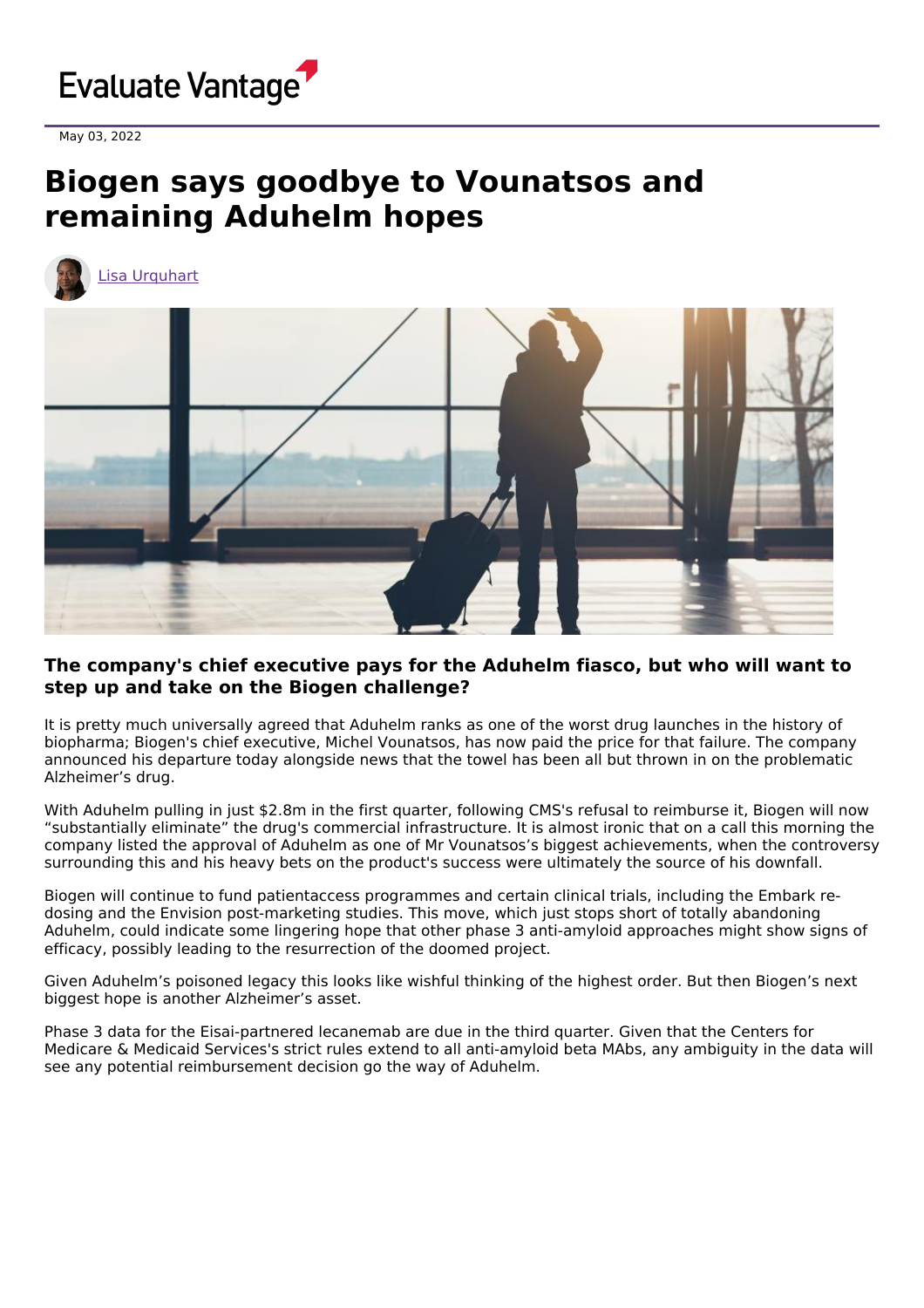Evaluate Vantage

May 03, 2022

# Biogen says goodbye to Vounatsos and remaining Aduhelm hopes

Lisa Urquhart

### The company's chief executive pays for the Aduhelm fiasco, but who will want to step up and take on the Biogen challenge?

It is pretty much universally agreed that Aduhelm ranks as one of the worst drug launches in the history of biopharma; Biogen's chief executive, Michel Vounatsos, has now paid the price for that failure. The company announced his departure today alongside news that the towel has been all but thrown in on the problematic Alzheimer’s drug.

With Aduhelm pulling in just $2.8m in the first quarter, following CMS's refusal to reimburse it, Biogen will now “substantially eliminate” the drug's commercial infrastructure. It is almost ironic that on a call this morning the company listed the approval of Aduhelm as one of Mr Vounatsos’s biggest achievements, when the controversy surrounding this and his heavy bets on the product's success were ultimately the source of his downfall.

Biogen will continue to fund patientaccess programmes and certain clinical trials, including the Embark re-dosing and the Envision post-marketing studies. This move, which just stops short of totally abandoning Aduhelm, could indicate some lingering hope that other phase 3 anti-amyloid approaches might show signs of efficacy, possibly leading to the resurrection of the doomed project.

Given Aduhelm’s poisoned legacy this looks like wishful thinking of the highest order. But then Biogen’s next biggest hope is another Alzheimer’s asset.

Phase 3 data for the Eisai-partnered lecanemab are due in the third quarter. Given that the Centers for Medicare & Medicaid Services's strict rules extend to all anti-amyloid beta MAbs, any ambiguity in the data will see any potential reimbursement decision go the way of Aduhelm.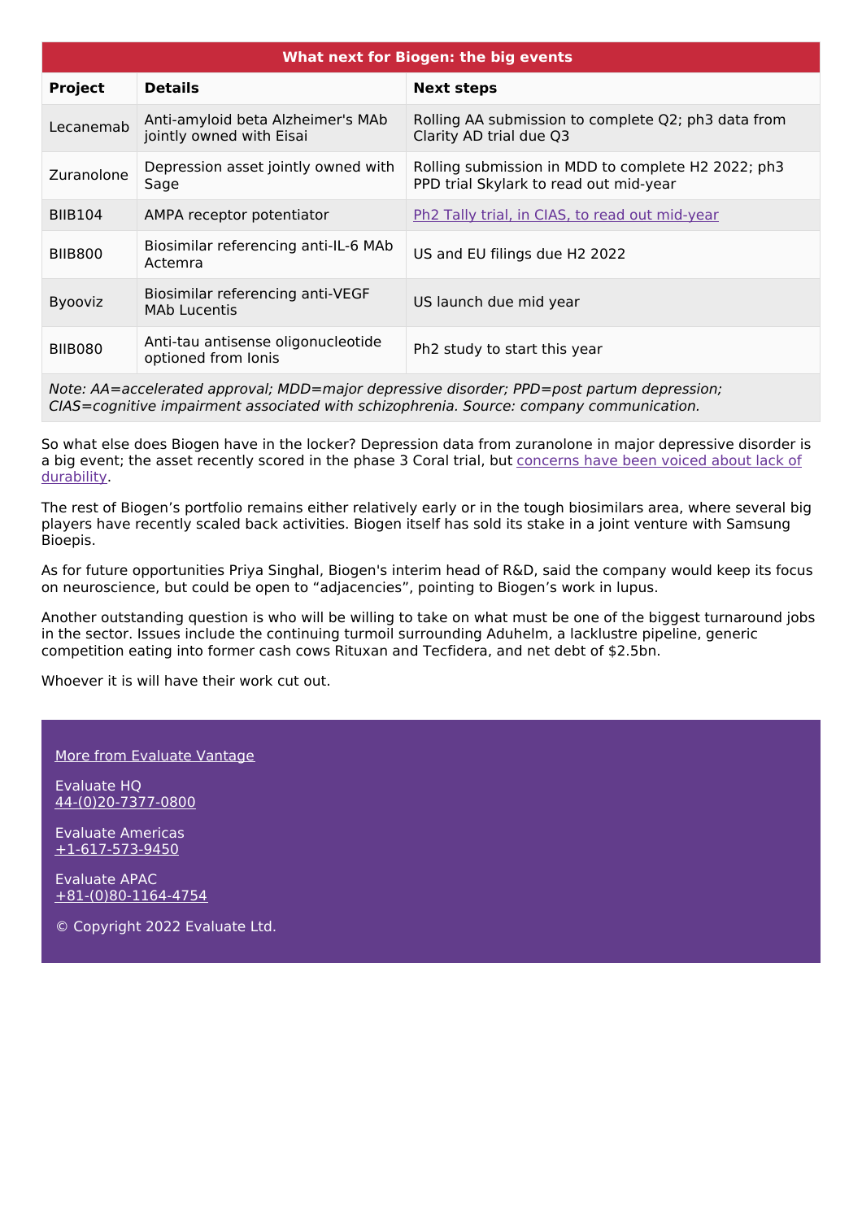| What next for Biogen: the big events | | |
|---|---|---|
| **Project** | **Details** | **Next steps** |
| Lecanemab | Anti-amyloid beta Alzheimer's MAb jointly owned with Eisai | Rolling AA submission to complete Q2; ph3 data from Clarity AD trial due Q3 |
| Zuranolone | Depression asset jointly owned with Sage | Rolling submission in MDD to complete H2 2022; ph3 PPD trial Skylark to read out mid-year |
| BIIB104 | AMPA receptor potentiator | Ph2 Tally trial, in CIAS, to read out mid-year |
| BIIB800 | Biosimilar referencing anti-IL-6 MAb Actemra | US and EU filings due H2 2022 |
| Byooviz | Biosimilar referencing anti-VEGF MAb Lucentis | US launch due mid year |
| BIIB080 | Anti-tau antisense oligonucleotide optioned from Ionis | Ph2 study to start this year |

*Note: AA=accelerated approval; MDD=major depressive disorder; PPD=post partum depression; CIAS=cognitive impairment associated with schizophrenia. Source: company communication.*

So what else does Biogen have in the locker? Depression data from zuranolone in major depressive disorder is a big event; the asset recently scored in the phase 3 Coral trial, but concerns have been voiced about lack of durability.

The rest of Biogen's portfolio remains either relatively early or in the tough biosimilars area, where several big players have recently scaled back activities. Biogen itself has sold its stake in a joint venture with Samsung Bioepis.

As for future opportunities Priya Singhal, Biogen's interim head of R&D, said the company would keep its focus on neuroscience, but could be open to "adjacencies", pointing to Biogen's work in lupus.

Another outstanding question is who will be willing to take on what must be one of the biggest turnaround jobs in the sector. Issues include the continuing turmoil surrounding Aduhelm, a lacklustre pipeline, generic competition eating into former cash cows Rituxan and Tecfidera, and net debt of $2.5bn.

Whoever it is will have their work cut out.

More from Evaluate Vantage

Evaluate HQ
44-(0)20-7377-0800

Evaluate Americas
+1-617-573-9450

Evaluate APAC
+81-(0)80-1164-4754

© Copyright 2022 Evaluate Ltd.